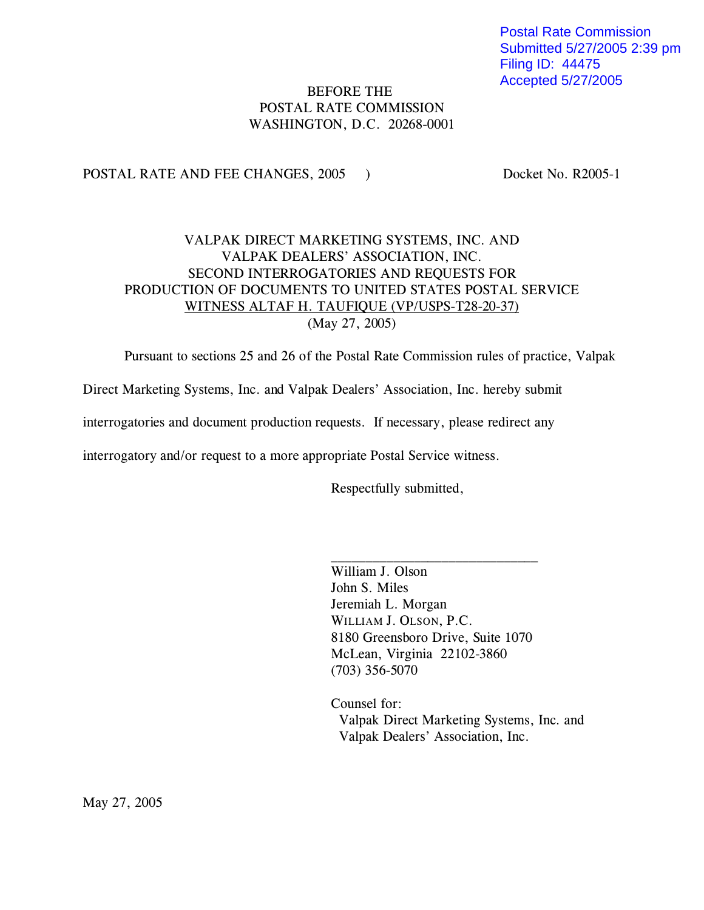Postal Rate Commission
Submitted 5/27/2005 2:39 pm
Filing ID: 44475
Accepted 5/27/2005

BEFORE THE
POSTAL RATE COMMISSION
WASHINGTON, D.C. 20268-0001

POSTAL RATE AND FEE CHANGES, 2005 ) Docket No. R2005-1

VALPAK DIRECT MARKETING SYSTEMS, INC. AND
VALPAK DEALERS' ASSOCIATION, INC.
SECOND INTERROGATORIES AND REQUESTS FOR
PRODUCTION OF DOCUMENTS TO UNITED STATES POSTAL SERVICE
WITNESS ALTAF H. TAUFIQUE (VP/USPS-T28-20-37)
(May 27, 2005)

Pursuant to sections 25 and 26 of the Postal Rate Commission rules of practice, Valpak Direct Marketing Systems, Inc. and Valpak Dealers' Association, Inc. hereby submit interrogatories and document production requests. If necessary, please redirect any interrogatory and/or request to a more appropriate Postal Service witness.

Respectfully submitted,

______________________________
William J. Olson
John S. Miles
Jeremiah L. Morgan
WILLIAM J. OLSON, P.C.
8180 Greensboro Drive, Suite 1070
McLean, Virginia 22102-3860
(703) 356-5070

Counsel for:
Valpak Direct Marketing Systems, Inc. and
Valpak Dealers' Association, Inc.

May 27, 2005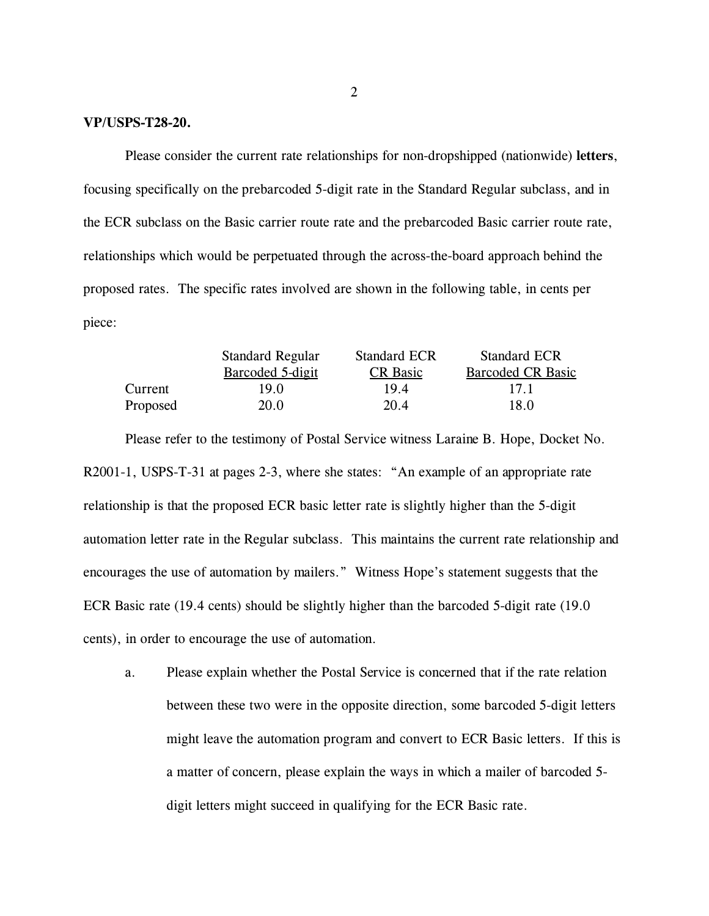**VP/USPS-T28-20.**

Please consider the current rate relationships for non-dropshipped (nationwide) **letters**, focusing specifically on the prebarcoded 5-digit rate in the Standard Regular subclass, and in the ECR subclass on the Basic carrier route rate and the prebarcoded Basic carrier route rate, relationships which would be perpetuated through the across-the-board approach behind the proposed rates. The specific rates involved are shown in the following table, in cents per piece:

| | Standard Regular Barcoded 5-digit | Standard ECR CR Basic | Standard ECR Barcoded CR Basic |
|---|---|---|---|
| Current | 19.0 | 19.4 | 17.1 |
| Proposed | 20.0 | 20.4 | 18.0 |

Please refer to the testimony of Postal Service witness Laraine B. Hope, Docket No. R2001-1, USPS-T-31 at pages 2-3, where she states: "An example of an appropriate rate relationship is that the proposed ECR basic letter rate is slightly higher than the 5-digit automation letter rate in the Regular subclass. This maintains the current rate relationship and encourages the use of automation by mailers." Witness Hope's statement suggests that the ECR Basic rate (19.4 cents) should be slightly higher than the barcoded 5-digit rate (19.0 cents), in order to encourage the use of automation.

a. Please explain whether the Postal Service is concerned that if the rate relation between these two were in the opposite direction, some barcoded 5-digit letters might leave the automation program and convert to ECR Basic letters. If this is a matter of concern, please explain the ways in which a mailer of barcoded 5-digit letters might succeed in qualifying for the ECR Basic rate.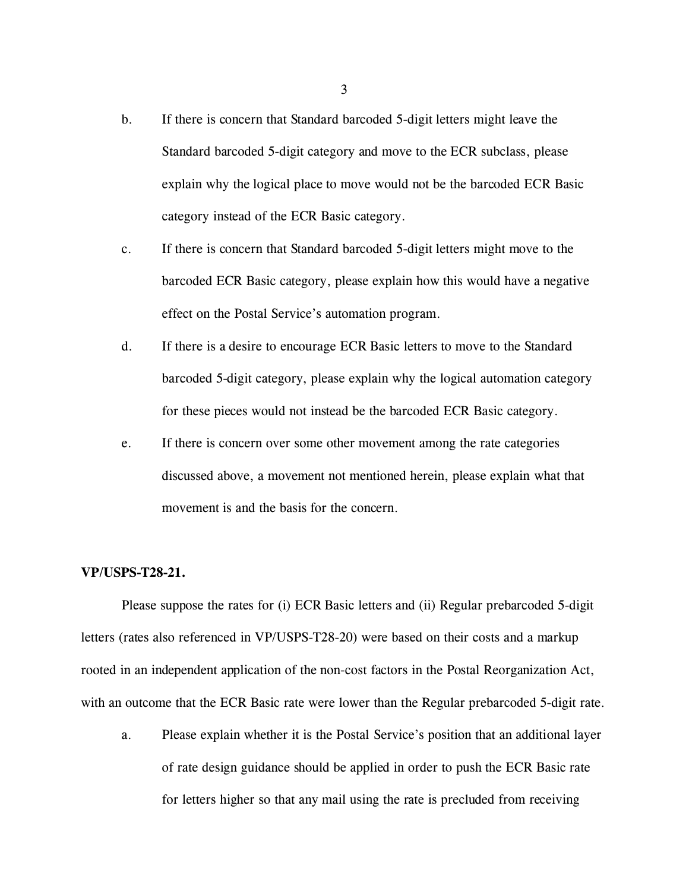b. If there is concern that Standard barcoded 5-digit letters might leave the Standard barcoded 5-digit category and move to the ECR subclass, please explain why the logical place to move would not be the barcoded ECR Basic category instead of the ECR Basic category.

c. If there is concern that Standard barcoded 5-digit letters might move to the barcoded ECR Basic category, please explain how this would have a negative effect on the Postal Service's automation program.

d. If there is a desire to encourage ECR Basic letters to move to the Standard barcoded 5-digit category, please explain why the logical automation category for these pieces would not instead be the barcoded ECR Basic category.

e. If there is concern over some other movement among the rate categories discussed above, a movement not mentioned herein, please explain what that movement is and the basis for the concern.

**VP/USPS-T28-21.**

Please suppose the rates for (i) ECR Basic letters and (ii) Regular prebarcoded 5-digit letters (rates also referenced in VP/USPS-T28-20) were based on their costs and a markup rooted in an independent application of the non-cost factors in the Postal Reorganization Act, with an outcome that the ECR Basic rate were lower than the Regular prebarcoded 5-digit rate.

a. Please explain whether it is the Postal Service's position that an additional layer of rate design guidance should be applied in order to push the ECR Basic rate for letters higher so that any mail using the rate is precluded from receiving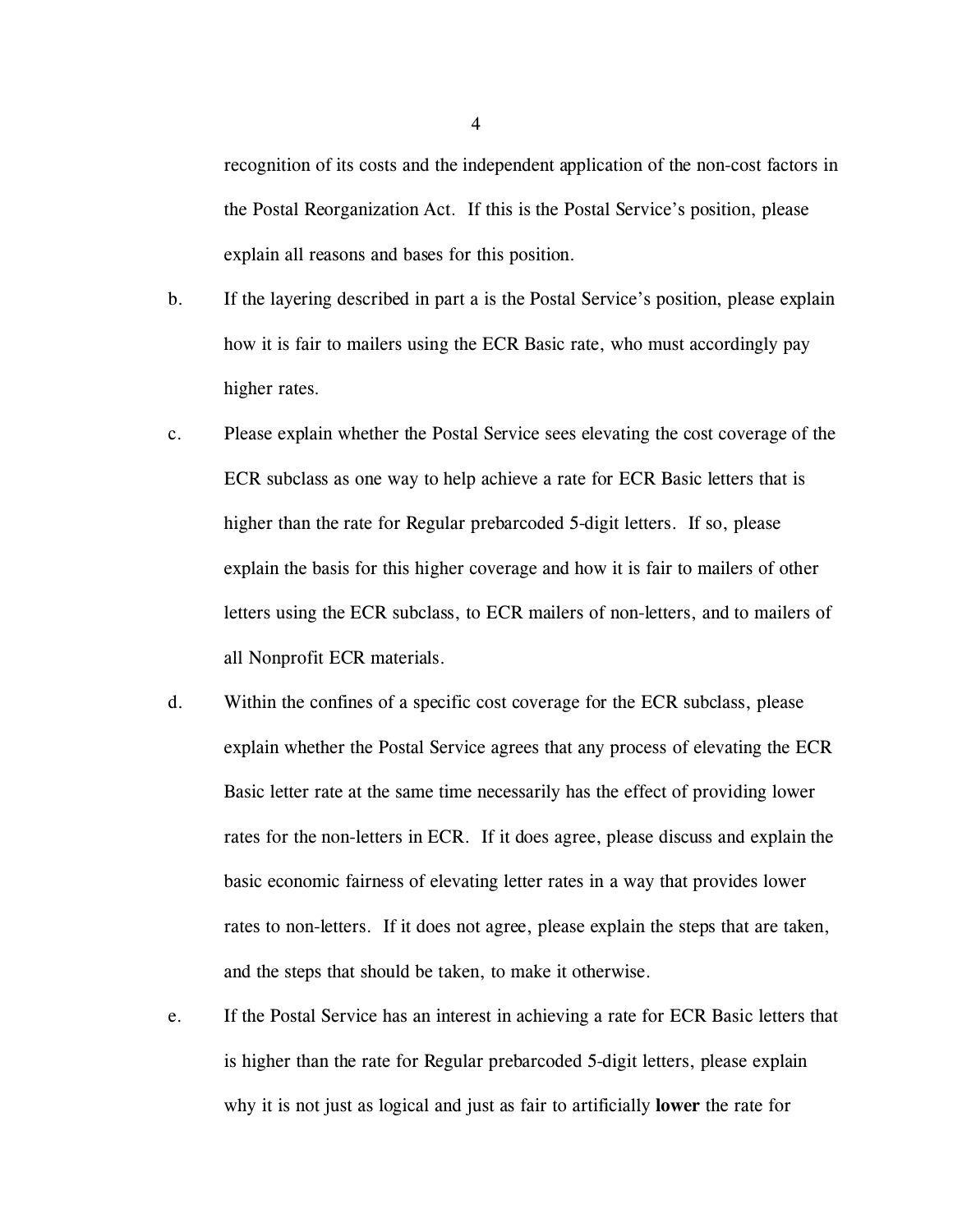recognition of its costs and the independent application of the non-cost factors in the Postal Reorganization Act. If this is the Postal Service's position, please explain all reasons and bases for this position.

b. If the layering described in part a is the Postal Service's position, please explain how it is fair to mailers using the ECR Basic rate, who must accordingly pay higher rates.

c. Please explain whether the Postal Service sees elevating the cost coverage of the ECR subclass as one way to help achieve a rate for ECR Basic letters that is higher than the rate for Regular prebarcoded 5-digit letters. If so, please explain the basis for this higher coverage and how it is fair to mailers of other letters using the ECR subclass, to ECR mailers of non-letters, and to mailers of all Nonprofit ECR materials.

d. Within the confines of a specific cost coverage for the ECR subclass, please explain whether the Postal Service agrees that any process of elevating the ECR Basic letter rate at the same time necessarily has the effect of providing lower rates for the non-letters in ECR. If it does agree, please discuss and explain the basic economic fairness of elevating letter rates in a way that provides lower rates to non-letters. If it does not agree, please explain the steps that are taken, and the steps that should be taken, to make it otherwise.

e. If the Postal Service has an interest in achieving a rate for ECR Basic letters that is higher than the rate for Regular prebarcoded 5-digit letters, please explain why it is not just as logical and just as fair to artificially **lower** the rate for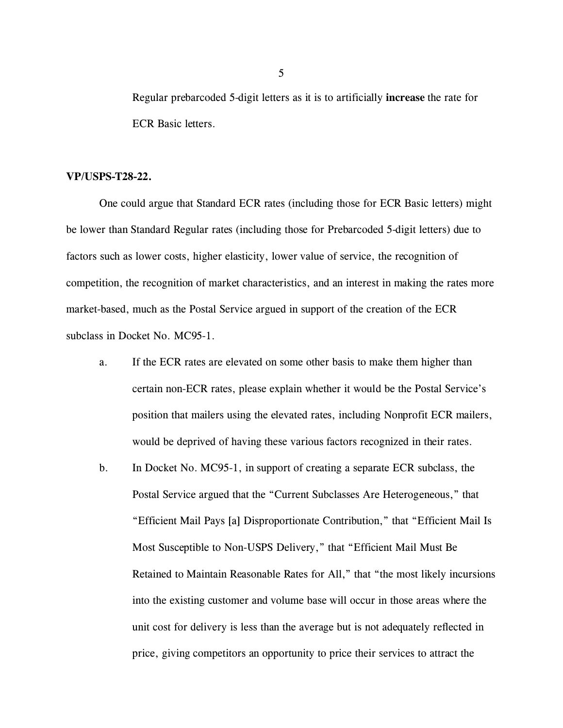Regular prebarcoded 5-digit letters as it is to artificially **increase** the rate for ECR Basic letters.

**VP/USPS-T28-22.**

One could argue that Standard ECR rates (including those for ECR Basic letters) might be lower than Standard Regular rates (including those for Prebarcoded 5-digit letters) due to factors such as lower costs, higher elasticity, lower value of service, the recognition of competition, the recognition of market characteristics, and an interest in making the rates more market-based, much as the Postal Service argued in support of the creation of the ECR subclass in Docket No. MC95-1.

a. If the ECR rates are elevated on some other basis to make them higher than certain non-ECR rates, please explain whether it would be the Postal Service's position that mailers using the elevated rates, including Nonprofit ECR mailers, would be deprived of having these various factors recognized in their rates.

b. In Docket No. MC95-1, in support of creating a separate ECR subclass, the Postal Service argued that the "Current Subclasses Are Heterogeneous," that "Efficient Mail Pays [a] Disproportionate Contribution," that "Efficient Mail Is Most Susceptible to Non-USPS Delivery," that "Efficient Mail Must Be Retained to Maintain Reasonable Rates for All," that "the most likely incursions into the existing customer and volume base will occur in those areas where the unit cost for delivery is less than the average but is not adequately reflected in price, giving competitors an opportunity to price their services to attract the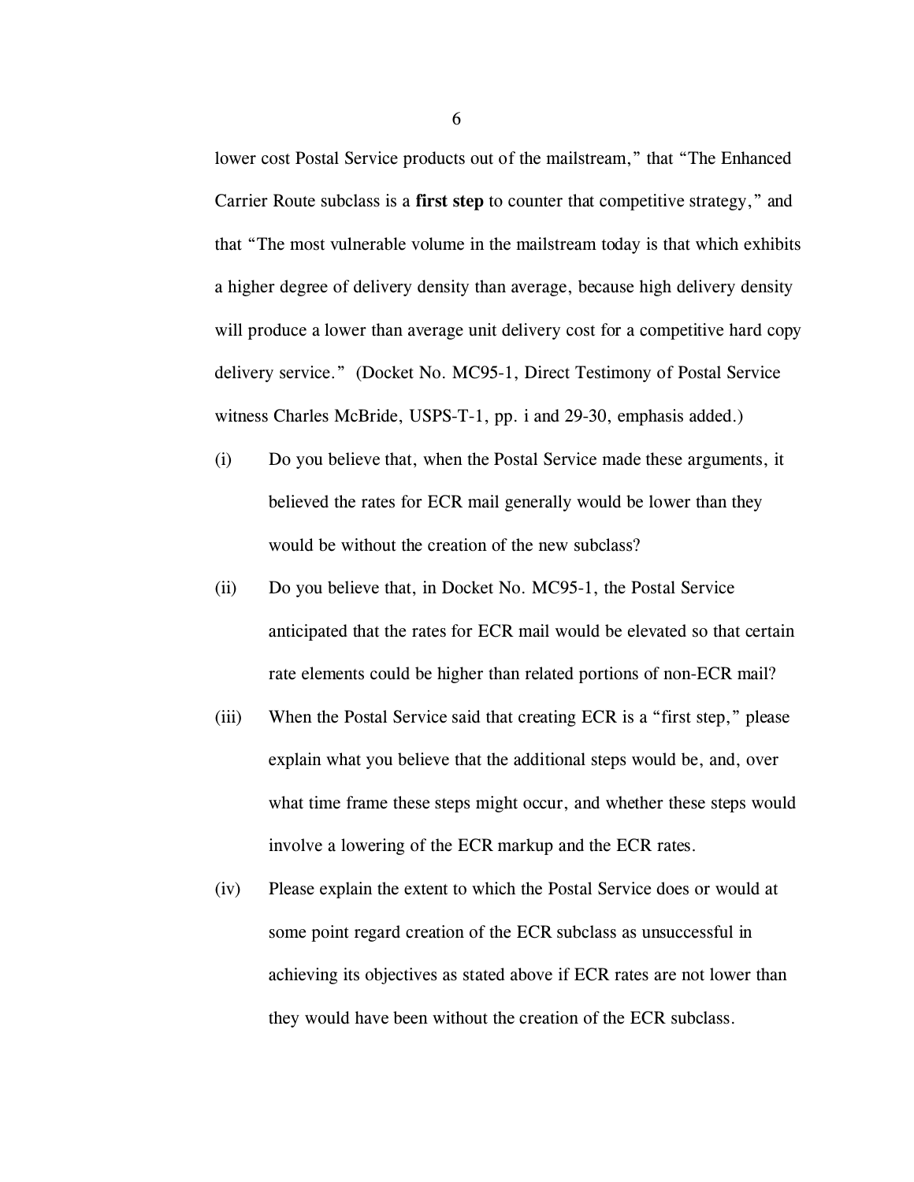lower cost Postal Service products out of the mailstream," that "The Enhanced Carrier Route subclass is a **first step** to counter that competitive strategy," and that "The most vulnerable volume in the mailstream today is that which exhibits a higher degree of delivery density than average, because high delivery density will produce a lower than average unit delivery cost for a competitive hard copy delivery service." (Docket No. MC95-1, Direct Testimony of Postal Service witness Charles McBride, USPS-T-1, pp. i and 29-30, emphasis added.)

(i) Do you believe that, when the Postal Service made these arguments, it believed the rates for ECR mail generally would be lower than they would be without the creation of the new subclass?

(ii) Do you believe that, in Docket No. MC95-1, the Postal Service anticipated that the rates for ECR mail would be elevated so that certain rate elements could be higher than related portions of non-ECR mail?

(iii) When the Postal Service said that creating ECR is a "first step," please explain what you believe that the additional steps would be, and, over what time frame these steps might occur, and whether these steps would involve a lowering of the ECR markup and the ECR rates.

(iv) Please explain the extent to which the Postal Service does or would at some point regard creation of the ECR subclass as unsuccessful in achieving its objectives as stated above if ECR rates are not lower than they would have been without the creation of the ECR subclass.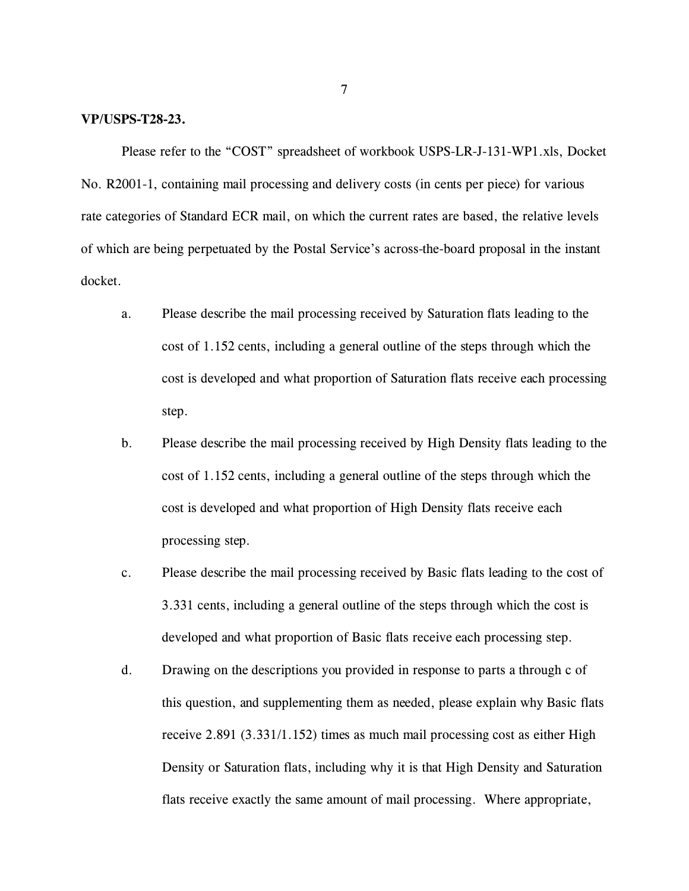**VP/USPS-T28-23.**

Please refer to the "COST" spreadsheet of workbook USPS-LR-J-131-WP1.xls, Docket No. R2001-1, containing mail processing and delivery costs (in cents per piece) for various rate categories of Standard ECR mail, on which the current rates are based, the relative levels of which are being perpetuated by the Postal Service's across-the-board proposal in the instant docket.

a. Please describe the mail processing received by Saturation flats leading to the cost of 1.152 cents, including a general outline of the steps through which the cost is developed and what proportion of Saturation flats receive each processing step.

b. Please describe the mail processing received by High Density flats leading to the cost of 1.152 cents, including a general outline of the steps through which the cost is developed and what proportion of High Density flats receive each processing step.

c. Please describe the mail processing received by Basic flats leading to the cost of 3.331 cents, including a general outline of the steps through which the cost is developed and what proportion of Basic flats receive each processing step.

d. Drawing on the descriptions you provided in response to parts a through c of this question, and supplementing them as needed, please explain why Basic flats receive 2.891 (3.331/1.152) times as much mail processing cost as either High Density or Saturation flats, including why it is that High Density and Saturation flats receive exactly the same amount of mail processing. Where appropriate,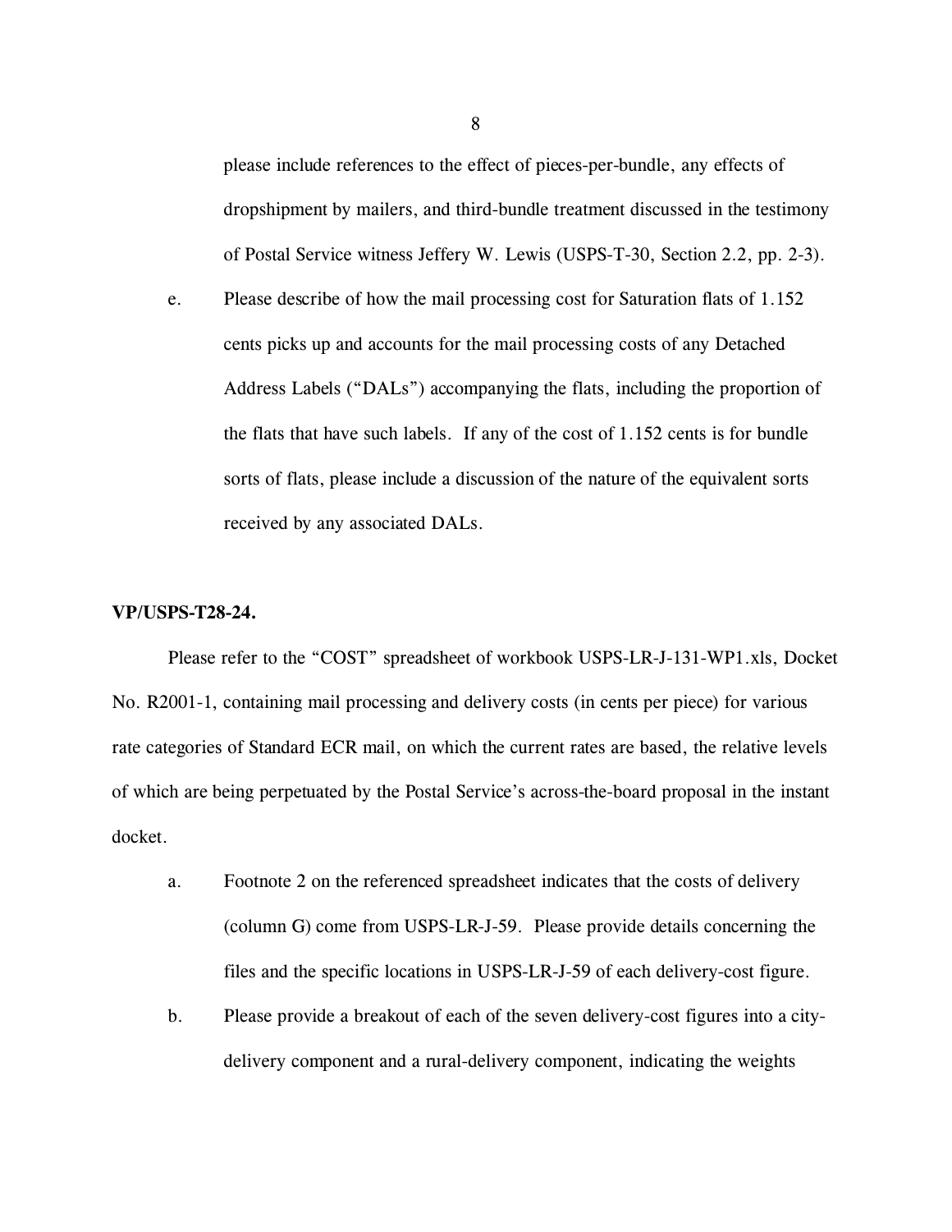please include references to the effect of pieces-per-bundle, any effects of dropshipment by mailers, and third-bundle treatment discussed in the testimony of Postal Service witness Jeffery W. Lewis (USPS-T-30, Section 2.2, pp. 2-3).

e. Please describe of how the mail processing cost for Saturation flats of 1.152 cents picks up and accounts for the mail processing costs of any Detached Address Labels ("DALs") accompanying the flats, including the proportion of the flats that have such labels. If any of the cost of 1.152 cents is for bundle sorts of flats, please include a discussion of the nature of the equivalent sorts received by any associated DALs.

**VP/USPS-T28-24.**

Please refer to the "COST" spreadsheet of workbook USPS-LR-J-131-WP1.xls, Docket No. R2001-1, containing mail processing and delivery costs (in cents per piece) for various rate categories of Standard ECR mail, on which the current rates are based, the relative levels of which are being perpetuated by the Postal Service's across-the-board proposal in the instant docket.

a. Footnote 2 on the referenced spreadsheet indicates that the costs of delivery (column G) come from USPS-LR-J-59. Please provide details concerning the files and the specific locations in USPS-LR-J-59 of each delivery-cost figure.

b. Please provide a breakout of each of the seven delivery-cost figures into a city-delivery component and a rural-delivery component, indicating the weights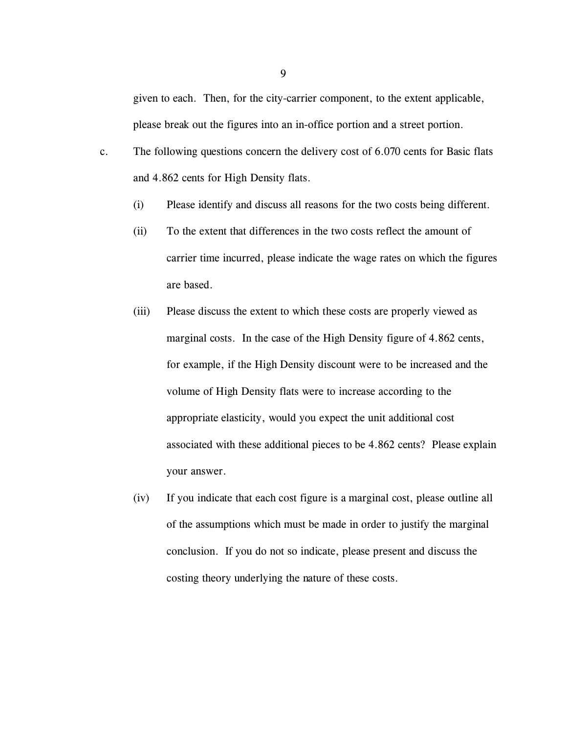given to each. Then, for the city-carrier component, to the extent applicable, please break out the figures into an in-office portion and a street portion.

c. The following questions concern the delivery cost of 6.070 cents for Basic flats and 4.862 cents for High Density flats.

   (i) Please identify and discuss all reasons for the two costs being different.

   (ii) To the extent that differences in the two costs reflect the amount of carrier time incurred, please indicate the wage rates on which the figures are based.

   (iii) Please discuss the extent to which these costs are properly viewed as marginal costs. In the case of the High Density figure of 4.862 cents, for example, if the High Density discount were to be increased and the volume of High Density flats were to increase according to the appropriate elasticity, would you expect the unit additional cost associated with these additional pieces to be 4.862 cents? Please explain your answer.

   (iv) If you indicate that each cost figure is a marginal cost, please outline all of the assumptions which must be made in order to justify the marginal conclusion. If you do not so indicate, please present and discuss the costing theory underlying the nature of these costs.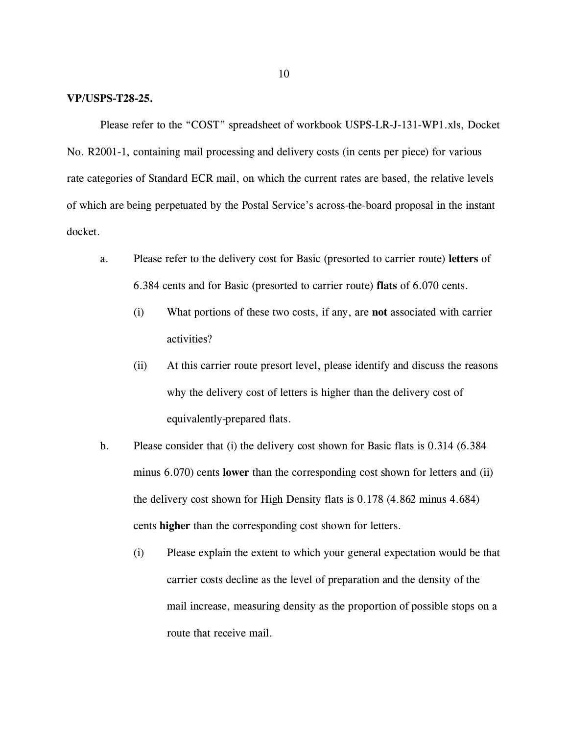**VP/USPS-T28-25.**

Please refer to the "COST" spreadsheet of workbook USPS-LR-J-131-WP1.xls, Docket No. R2001-1, containing mail processing and delivery costs (in cents per piece) for various rate categories of Standard ECR mail, on which the current rates are based, the relative levels of which are being perpetuated by the Postal Service's across-the-board proposal in the instant docket.

a. Please refer to the delivery cost for Basic (presorted to carrier route) **letters** of 6.384 cents and for Basic (presorted to carrier route) **flats** of 6.070 cents.

   (i) What portions of these two costs, if any, are **not** associated with carrier activities?

   (ii) At this carrier route presort level, please identify and discuss the reasons why the delivery cost of letters is higher than the delivery cost of equivalently-prepared flats.

b. Please consider that (i) the delivery cost shown for Basic flats is 0.314 (6.384 minus 6.070) cents **lower** than the corresponding cost shown for letters and (ii) the delivery cost shown for High Density flats is 0.178 (4.862 minus 4.684) cents **higher** than the corresponding cost shown for letters.

   (i) Please explain the extent to which your general expectation would be that carrier costs decline as the level of preparation and the density of the mail increase, measuring density as the proportion of possible stops on a route that receive mail.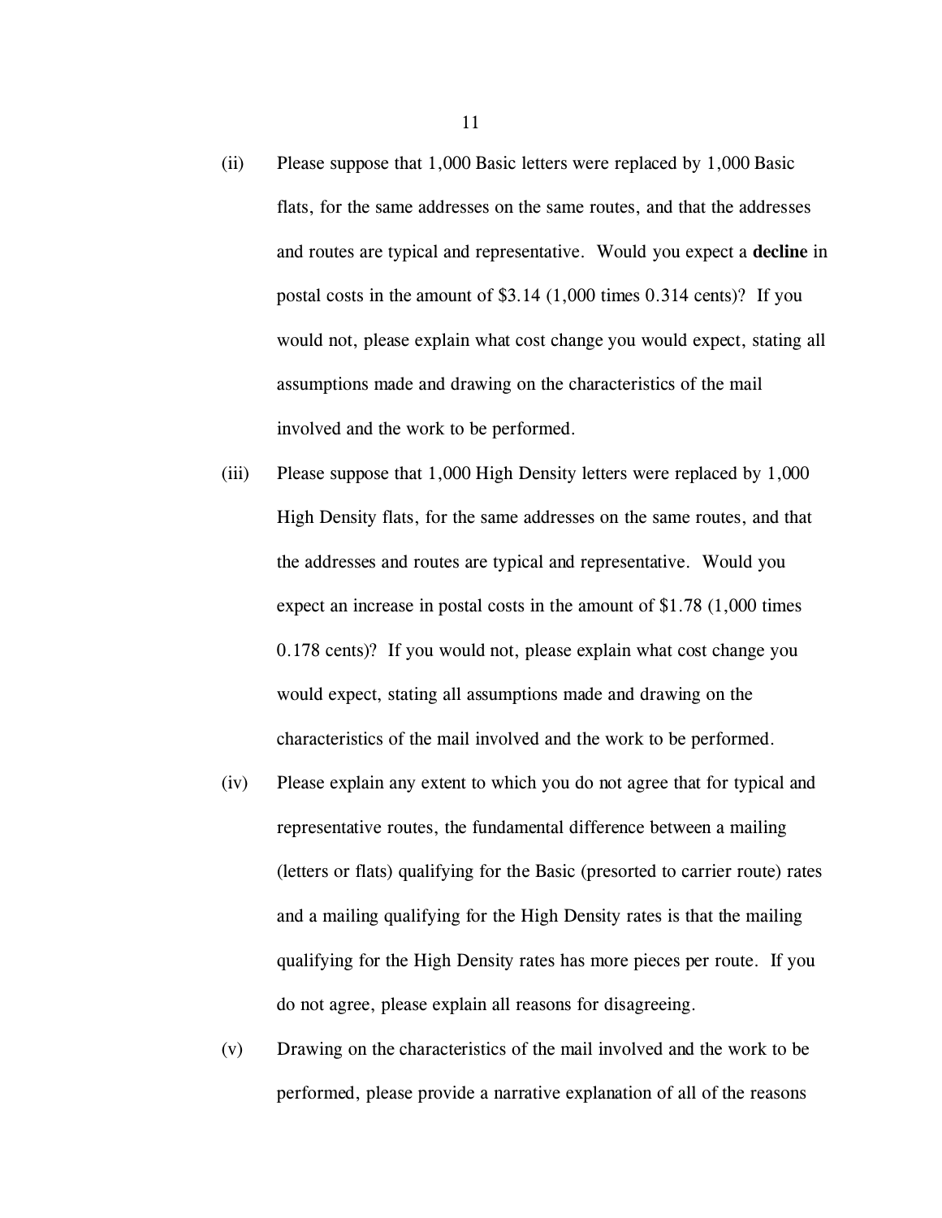(ii) Please suppose that 1,000 Basic letters were replaced by 1,000 Basic flats, for the same addresses on the same routes, and that the addresses and routes are typical and representative. Would you expect a **decline** in postal costs in the amount of $3.14 (1,000 times 0.314 cents)? If you would not, please explain what cost change you would expect, stating all assumptions made and drawing on the characteristics of the mail involved and the work to be performed.

(iii) Please suppose that 1,000 High Density letters were replaced by 1,000 High Density flats, for the same addresses on the same routes, and that the addresses and routes are typical and representative. Would you expect an increase in postal costs in the amount of $1.78 (1,000 times 0.178 cents)? If you would not, please explain what cost change you would expect, stating all assumptions made and drawing on the characteristics of the mail involved and the work to be performed.

(iv) Please explain any extent to which you do not agree that for typical and representative routes, the fundamental difference between a mailing (letters or flats) qualifying for the Basic (presorted to carrier route) rates and a mailing qualifying for the High Density rates is that the mailing qualifying for the High Density rates has more pieces per route. If you do not agree, please explain all reasons for disagreeing.

(v) Drawing on the characteristics of the mail involved and the work to be performed, please provide a narrative explanation of all of the reasons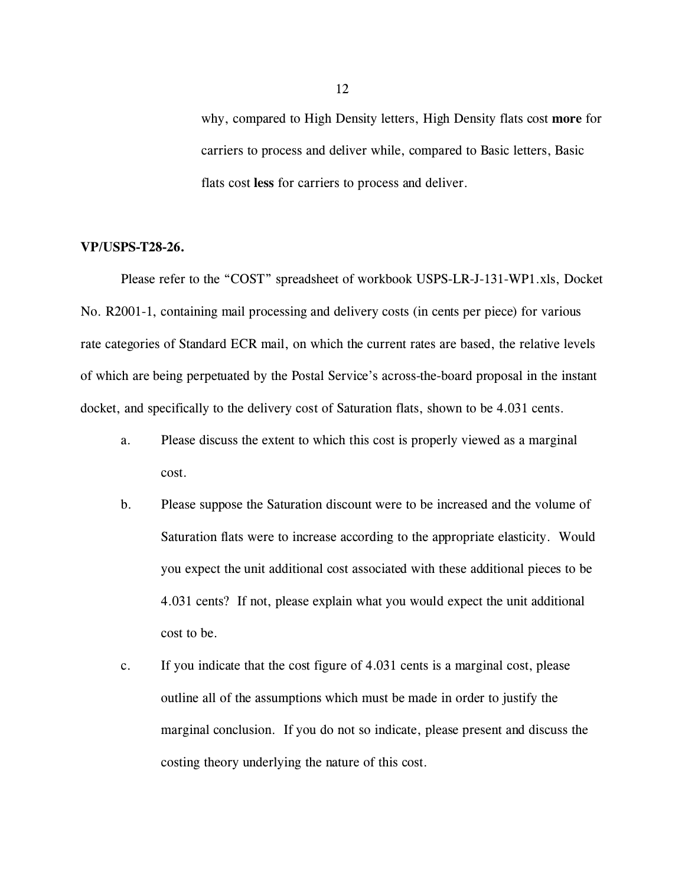why, compared to High Density letters, High Density flats cost **more** for carriers to process and deliver while, compared to Basic letters, Basic flats cost **less** for carriers to process and deliver.

**VP/USPS-T28-26.**

Please refer to the "COST" spreadsheet of workbook USPS-LR-J-131-WP1.xls, Docket No. R2001-1, containing mail processing and delivery costs (in cents per piece) for various rate categories of Standard ECR mail, on which the current rates are based, the relative levels of which are being perpetuated by the Postal Service's across-the-board proposal in the instant docket, and specifically to the delivery cost of Saturation flats, shown to be 4.031 cents.

a. Please discuss the extent to which this cost is properly viewed as a marginal cost.

b. Please suppose the Saturation discount were to be increased and the volume of Saturation flats were to increase according to the appropriate elasticity. Would you expect the unit additional cost associated with these additional pieces to be 4.031 cents? If not, please explain what you would expect the unit additional cost to be.

c. If you indicate that the cost figure of 4.031 cents is a marginal cost, please outline all of the assumptions which must be made in order to justify the marginal conclusion. If you do not so indicate, please present and discuss the costing theory underlying the nature of this cost.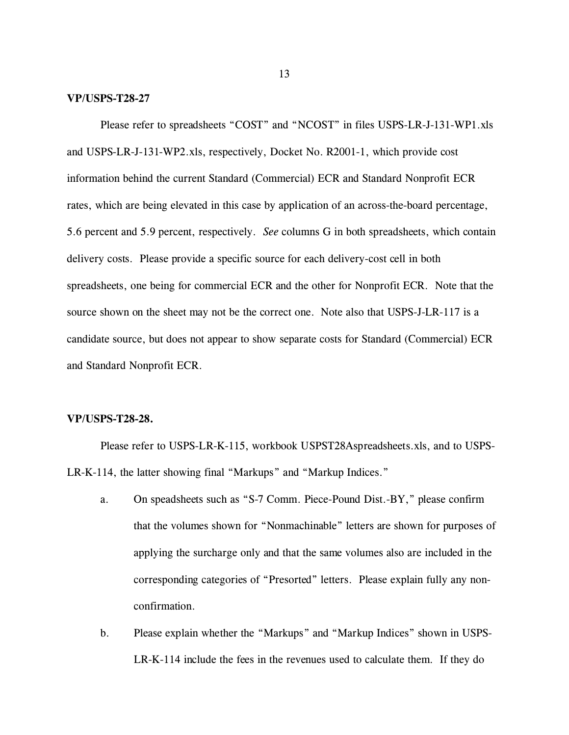**VP/USPS-T28-27**

Please refer to spreadsheets "COST" and "NCOST" in files USPS-LR-J-131-WP1.xls and USPS-LR-J-131-WP2.xls, respectively, Docket No. R2001-1, which provide cost information behind the current Standard (Commercial) ECR and Standard Nonprofit ECR rates, which are being elevated in this case by application of an across-the-board percentage, 5.6 percent and 5.9 percent, respectively. *See* columns G in both spreadsheets, which contain delivery costs. Please provide a specific source for each delivery-cost cell in both spreadsheets, one being for commercial ECR and the other for Nonprofit ECR. Note that the source shown on the sheet may not be the correct one. Note also that USPS-J-LR-117 is a candidate source, but does not appear to show separate costs for Standard (Commercial) ECR and Standard Nonprofit ECR.

**VP/USPS-T28-28.**

Please refer to USPS-LR-K-115, workbook USPST28Aspreadsheets.xls, and to USPS-LR-K-114, the latter showing final "Markups" and "Markup Indices."

a. On speadsheets such as "S-7 Comm. Piece-Pound Dist.-BY," please confirm that the volumes shown for "Nonmachinable" letters are shown for purposes of applying the surcharge only and that the same volumes also are included in the corresponding categories of "Presorted" letters. Please explain fully any non-confirmation.

b. Please explain whether the "Markups" and "Markup Indices" shown in USPS-LR-K-114 include the fees in the revenues used to calculate them. If they do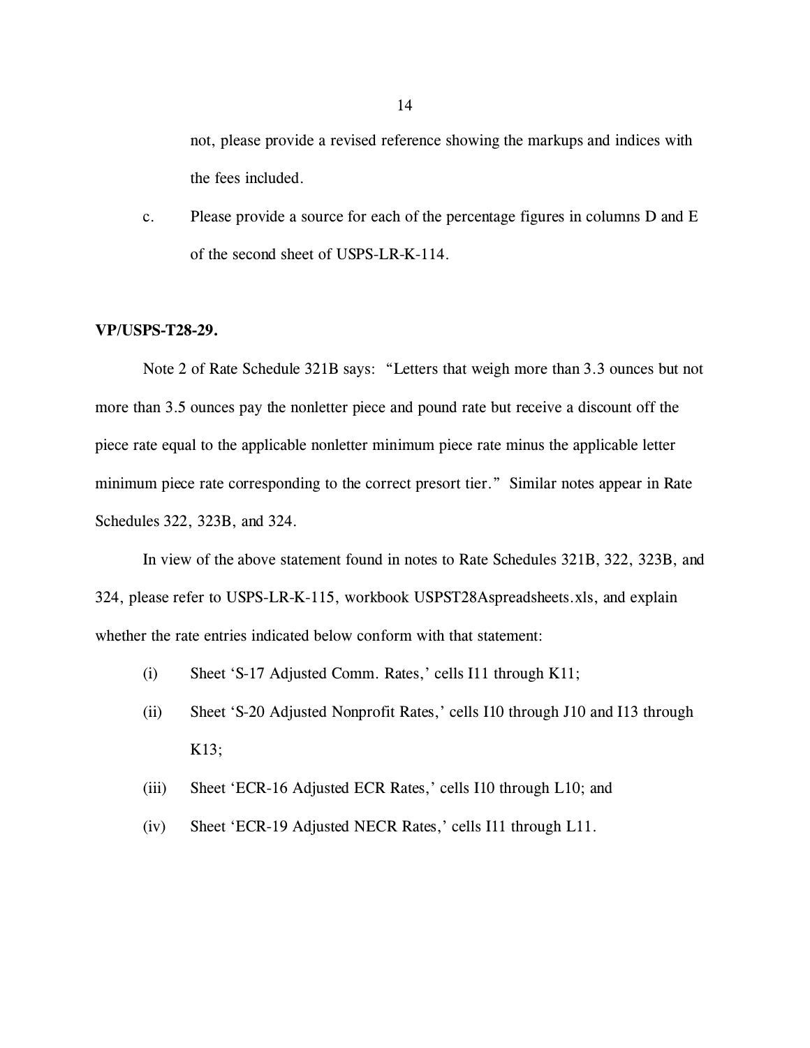not, please provide a revised reference showing the markups and indices with the fees included.

c. Please provide a source for each of the percentage figures in columns D and E of the second sheet of USPS-LR-K-114.

**VP/USPS-T28-29.**

Note 2 of Rate Schedule 321B says: "Letters that weigh more than 3.3 ounces but not more than 3.5 ounces pay the nonletter piece and pound rate but receive a discount off the piece rate equal to the applicable nonletter minimum piece rate minus the applicable letter minimum piece rate corresponding to the correct presort tier." Similar notes appear in Rate Schedules 322, 323B, and 324.

In view of the above statement found in notes to Rate Schedules 321B, 322, 323B, and 324, please refer to USPS-LR-K-115, workbook USPST28Aspreadsheets.xls, and explain whether the rate entries indicated below conform with that statement:

(i) Sheet 'S-17 Adjusted Comm. Rates,' cells I11 through K11;

(ii) Sheet 'S-20 Adjusted Nonprofit Rates,' cells I10 through J10 and I13 through K13;

(iii) Sheet 'ECR-16 Adjusted ECR Rates,' cells I10 through L10; and

(iv) Sheet 'ECR-19 Adjusted NECR Rates,' cells I11 through L11.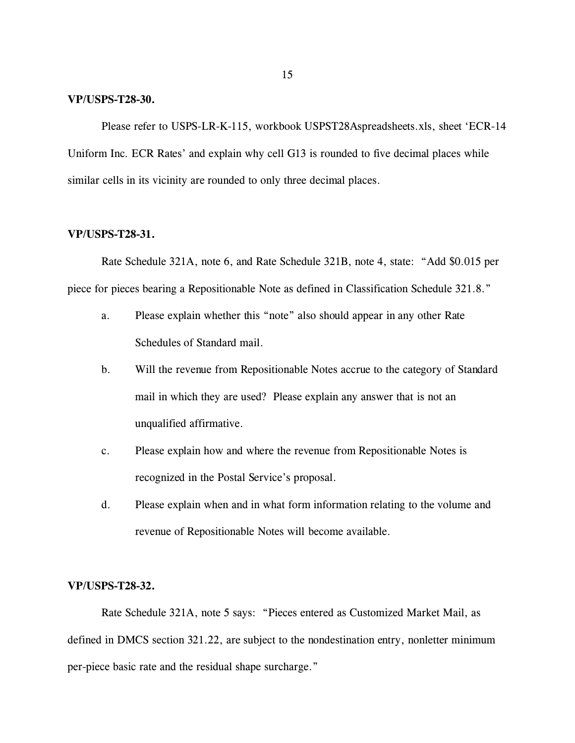**VP/USPS-T28-30.**

Please refer to USPS-LR-K-115, workbook USPST28Aspreadsheets.xls, sheet 'ECR-14 Uniform Inc. ECR Rates' and explain why cell G13 is rounded to five decimal places while similar cells in its vicinity are rounded to only three decimal places.

**VP/USPS-T28-31.**

Rate Schedule 321A, note 6, and Rate Schedule 321B, note 4, state: "Add $0.015 per piece for pieces bearing a Repositionable Note as defined in Classification Schedule 321.8."

a. Please explain whether this "note" also should appear in any other Rate Schedules of Standard mail.

b. Will the revenue from Repositionable Notes accrue to the category of Standard mail in which they are used? Please explain any answer that is not an unqualified affirmative.

c. Please explain how and where the revenue from Repositionable Notes is recognized in the Postal Service's proposal.

d. Please explain when and in what form information relating to the volume and revenue of Repositionable Notes will become available.

**VP/USPS-T28-32.**

Rate Schedule 321A, note 5 says: "Pieces entered as Customized Market Mail, as defined in DMCS section 321.22, are subject to the nondestination entry, nonletter minimum per-piece basic rate and the residual shape surcharge."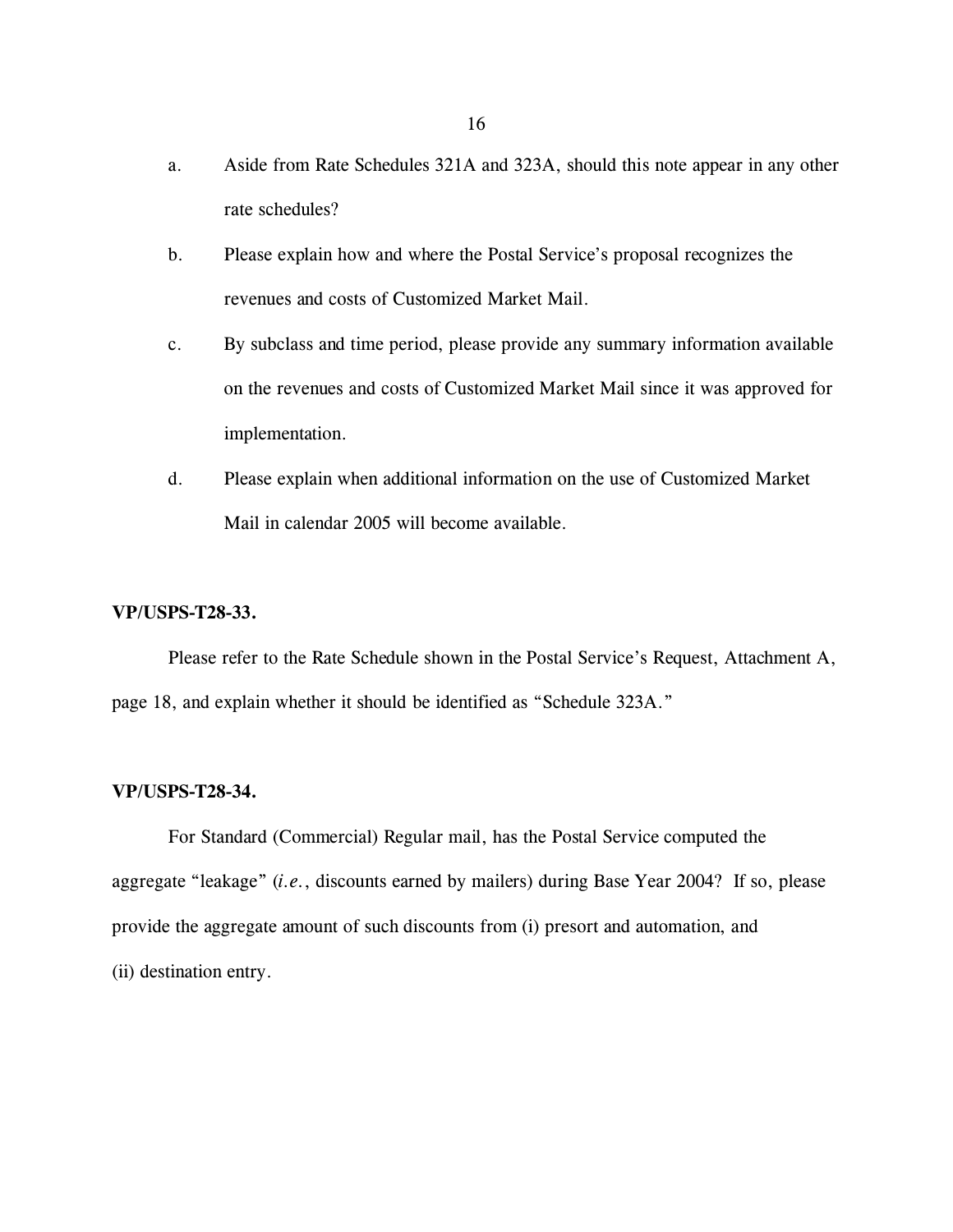a. Aside from Rate Schedules 321A and 323A, should this note appear in any other rate schedules?

b. Please explain how and where the Postal Service's proposal recognizes the revenues and costs of Customized Market Mail.

c. By subclass and time period, please provide any summary information available on the revenues and costs of Customized Market Mail since it was approved for implementation.

d. Please explain when additional information on the use of Customized Market Mail in calendar 2005 will become available.

**VP/USPS-T28-33.**

Please refer to the Rate Schedule shown in the Postal Service's Request, Attachment A, page 18, and explain whether it should be identified as "Schedule 323A."

**VP/USPS-T28-34.**

For Standard (Commercial) Regular mail, has the Postal Service computed the aggregate "leakage" (*i.e.*, discounts earned by mailers) during Base Year 2004? If so, please provide the aggregate amount of such discounts from (i) presort and automation, and (ii) destination entry.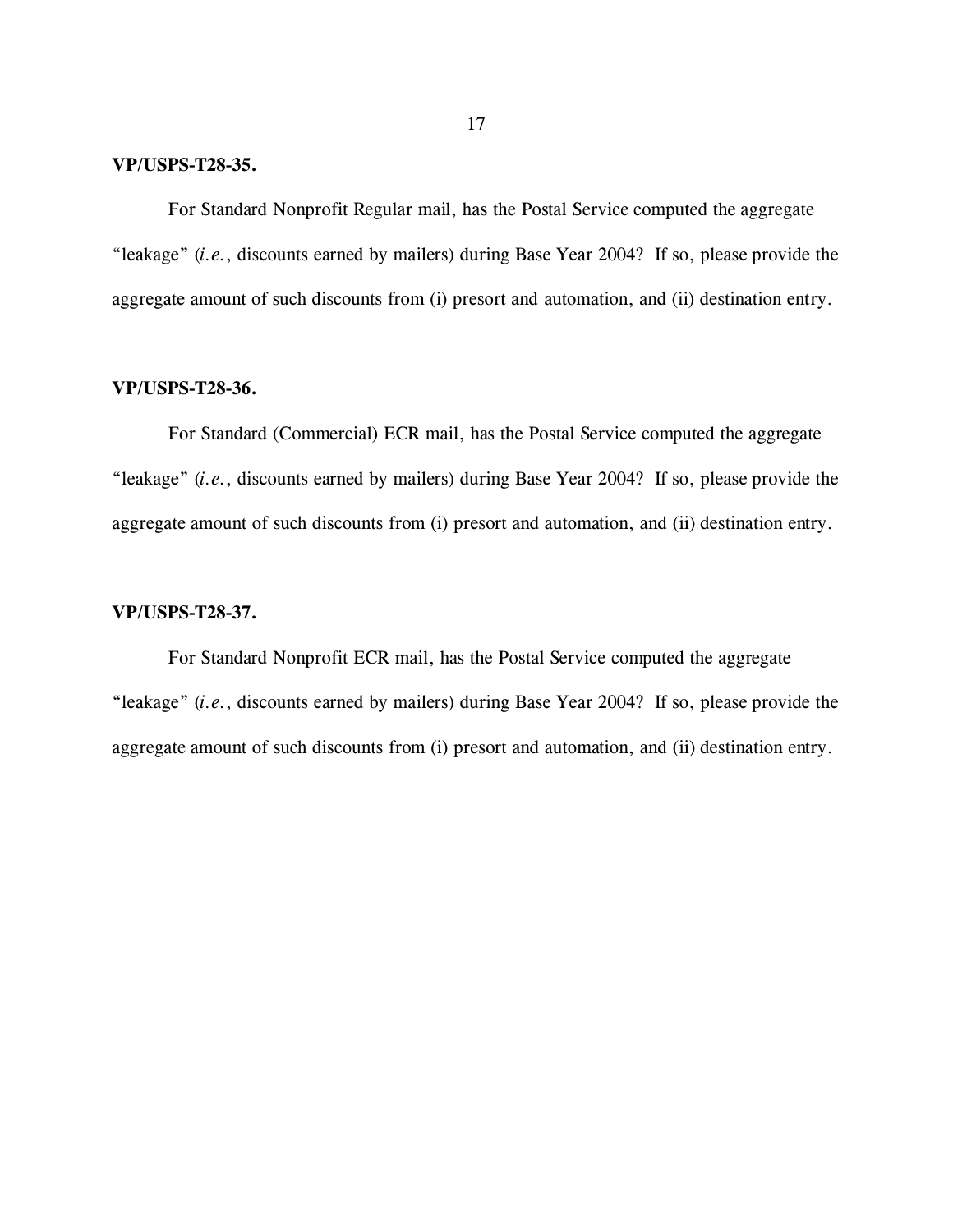**VP/USPS-T28-35.**

For Standard Nonprofit Regular mail, has the Postal Service computed the aggregate "leakage" (*i.e.*, discounts earned by mailers) during Base Year 2004? If so, please provide the aggregate amount of such discounts from (i) presort and automation, and (ii) destination entry.

**VP/USPS-T28-36.**

For Standard (Commercial) ECR mail, has the Postal Service computed the aggregate "leakage" (*i.e.*, discounts earned by mailers) during Base Year 2004? If so, please provide the aggregate amount of such discounts from (i) presort and automation, and (ii) destination entry.

**VP/USPS-T28-37.**

For Standard Nonprofit ECR mail, has the Postal Service computed the aggregate "leakage" (*i.e.*, discounts earned by mailers) during Base Year 2004? If so, please provide the aggregate amount of such discounts from (i) presort and automation, and (ii) destination entry.